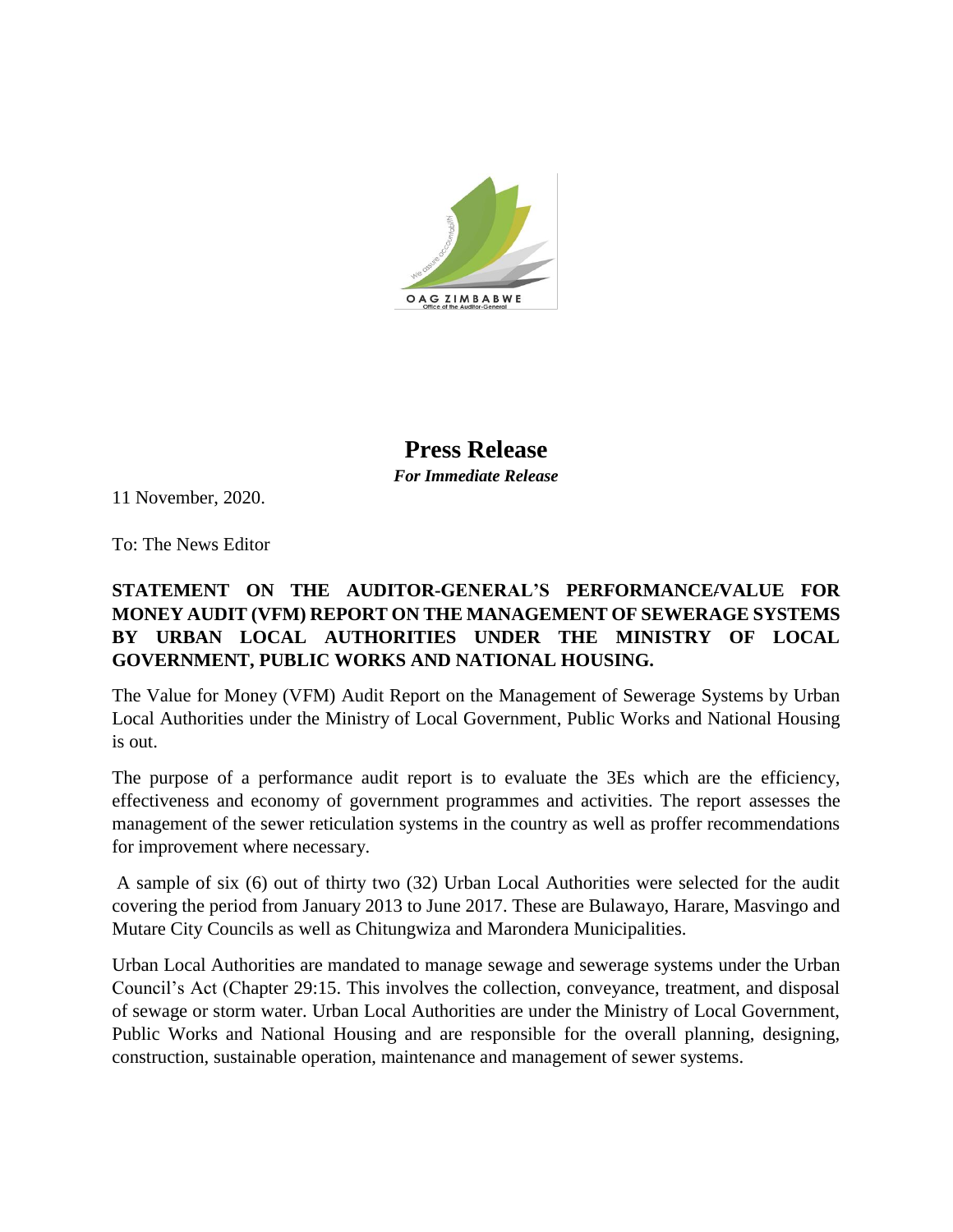# Press Release

***For Immediate Release***

11 November, 2020.

To: The News Editor

**STATEMENT ON THE AUDITOR-GENERAL'S PERFORMANCE/VALUE FOR MONEY AUDIT (VFM) REPORT ON THE MANAGEMENT OF SEWERAGE SYSTEMS BY URBAN LOCAL AUTHORITIES UNDER THE MINISTRY OF LOCAL GOVERNMENT, PUBLIC WORKS AND NATIONAL HOUSING.**

The Value for Money (VFM) Audit Report on the Management of Sewerage Systems by Urban Local Authorities under the Ministry of Local Government, Public Works and National Housing is out.

The purpose of a performance audit report is to evaluate the 3Es which are the efficiency, effectiveness and economy of government programmes and activities. The report assesses the management of the sewer reticulation systems in the country as well as proffer recommendations for improvement where necessary.

A sample of six (6) out of thirty two (32) Urban Local Authorities were selected for the audit covering the period from January 2013 to June 2017. These are Bulawayo, Harare, Masvingo and Mutare City Councils as well as Chitungwiza and Marondera Municipalities.

Urban Local Authorities are mandated to manage sewage and sewerage systems under the Urban Council's Act (Chapter 29:15. This involves the collection, conveyance, treatment, and disposal of sewage or storm water. Urban Local Authorities are under the Ministry of Local Government, Public Works and National Housing and are responsible for the overall planning, designing, construction, sustainable operation, maintenance and management of sewer systems.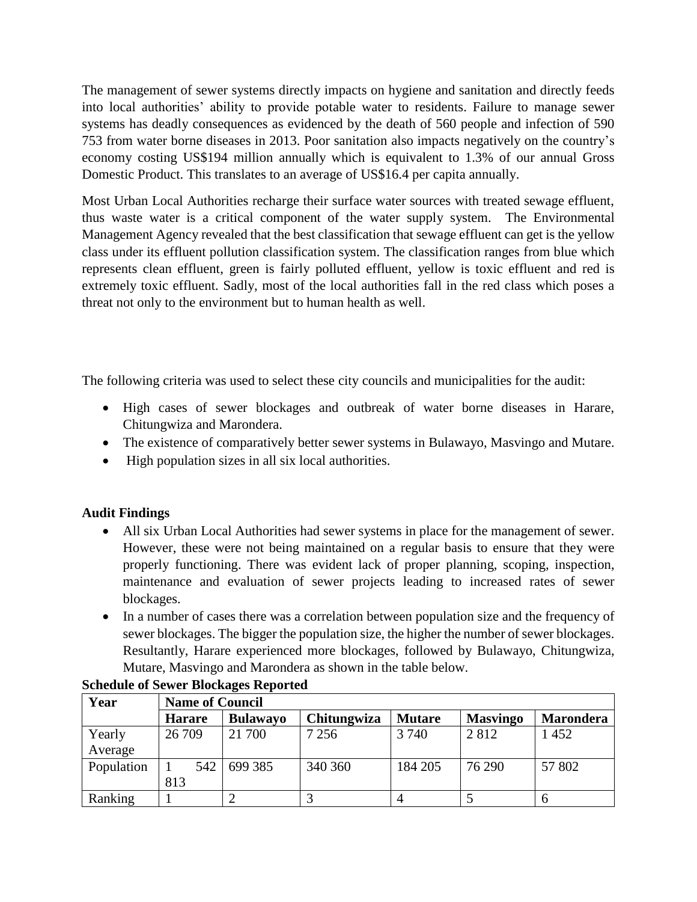The management of sewer systems directly impacts on hygiene and sanitation and directly feeds into local authorities' ability to provide potable water to residents. Failure to manage sewer systems has deadly consequences as evidenced by the death of 560 people and infection of 590 753 from water borne diseases in 2013. Poor sanitation also impacts negatively on the country's economy costing US$194 million annually which is equivalent to 1.3% of our annual Gross Domestic Product. This translates to an average of US$16.4 per capita annually.

Most Urban Local Authorities recharge their surface water sources with treated sewage effluent, thus waste water is a critical component of the water supply system. The Environmental Management Agency revealed that the best classification that sewage effluent can get is the yellow class under its effluent pollution classification system. The classification ranges from blue which represents clean effluent, green is fairly polluted effluent, yellow is toxic effluent and red is extremely toxic effluent. Sadly, most of the local authorities fall in the red class which poses a threat not only to the environment but to human health as well.

The following criteria was used to select these city councils and municipalities for the audit:

- High cases of sewer blockages and outbreak of water borne diseases in Harare, Chitungwiza and Marondera.
- The existence of comparatively better sewer systems in Bulawayo, Masvingo and Mutare.
- High population sizes in all six local authorities.

**Audit Findings**

- All six Urban Local Authorities had sewer systems in place for the management of sewer. However, these were not being maintained on a regular basis to ensure that they were properly functioning. There was evident lack of proper planning, scoping, inspection, maintenance and evaluation of sewer projects leading to increased rates of sewer blockages.
- In a number of cases there was a correlation between population size and the frequency of sewer blockages. The bigger the population size, the higher the number of sewer blockages. Resultantly, Harare experienced more blockages, followed by Bulawayo, Chitungwiza, Mutare, Masvingo and Marondera as shown in the table below.

**Schedule of Sewer Blockages Reported**

| Year | Name of Council | | | | | |
|---|---|---|---|---|---|---|
| | **Harare** | **Bulawayo** | **Chitungwiza** | **Mutare** | **Masvingo** | **Marondera** |
| Yearly Average | 26 709 | 21 700 | 7 256 | 3 740 | 2 812 | 1 452 |
| Population | 1 542 813 | 699 385 | 340 360 | 184 205 | 76 290 | 57 802 |
| Ranking | 1 | 2 | 3 | 4 | 5 | 6 |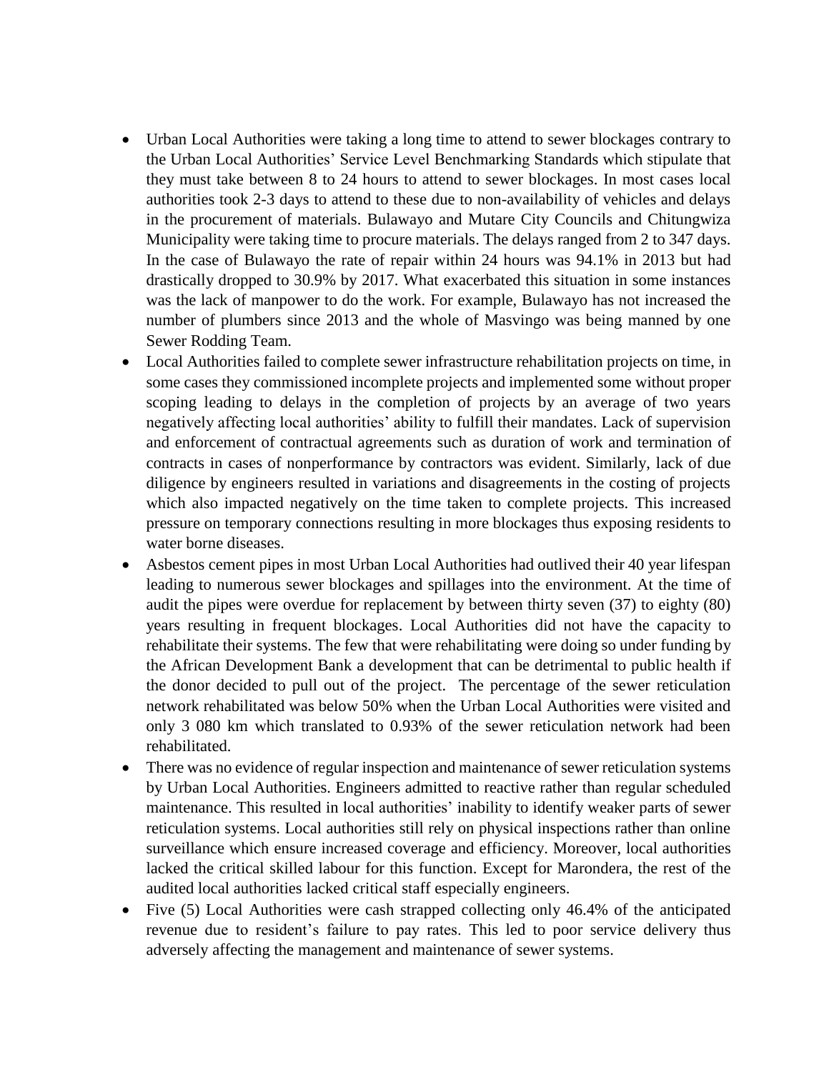- Urban Local Authorities were taking a long time to attend to sewer blockages contrary to the Urban Local Authorities' Service Level Benchmarking Standards which stipulate that they must take between 8 to 24 hours to attend to sewer blockages. In most cases local authorities took 2-3 days to attend to these due to non-availability of vehicles and delays in the procurement of materials. Bulawayo and Mutare City Councils and Chitungwiza Municipality were taking time to procure materials. The delays ranged from 2 to 347 days. In the case of Bulawayo the rate of repair within 24 hours was 94.1% in 2013 but had drastically dropped to 30.9% by 2017. What exacerbated this situation in some instances was the lack of manpower to do the work. For example, Bulawayo has not increased the number of plumbers since 2013 and the whole of Masvingo was being manned by one Sewer Rodding Team.
- Local Authorities failed to complete sewer infrastructure rehabilitation projects on time, in some cases they commissioned incomplete projects and implemented some without proper scoping leading to delays in the completion of projects by an average of two years negatively affecting local authorities' ability to fulfill their mandates. Lack of supervision and enforcement of contractual agreements such as duration of work and termination of contracts in cases of nonperformance by contractors was evident. Similarly, lack of due diligence by engineers resulted in variations and disagreements in the costing of projects which also impacted negatively on the time taken to complete projects. This increased pressure on temporary connections resulting in more blockages thus exposing residents to water borne diseases.
- Asbestos cement pipes in most Urban Local Authorities had outlived their 40 year lifespan leading to numerous sewer blockages and spillages into the environment. At the time of audit the pipes were overdue for replacement by between thirty seven (37) to eighty (80) years resulting in frequent blockages. Local Authorities did not have the capacity to rehabilitate their systems. The few that were rehabilitating were doing so under funding by the African Development Bank a development that can be detrimental to public health if the donor decided to pull out of the project. The percentage of the sewer reticulation network rehabilitated was below 50% when the Urban Local Authorities were visited and only 3 080 km which translated to 0.93% of the sewer reticulation network had been rehabilitated.
- There was no evidence of regular inspection and maintenance of sewer reticulation systems by Urban Local Authorities. Engineers admitted to reactive rather than regular scheduled maintenance. This resulted in local authorities' inability to identify weaker parts of sewer reticulation systems. Local authorities still rely on physical inspections rather than online surveillance which ensure increased coverage and efficiency. Moreover, local authorities lacked the critical skilled labour for this function. Except for Marondera, the rest of the audited local authorities lacked critical staff especially engineers.
- Five (5) Local Authorities were cash strapped collecting only 46.4% of the anticipated revenue due to resident's failure to pay rates. This led to poor service delivery thus adversely affecting the management and maintenance of sewer systems.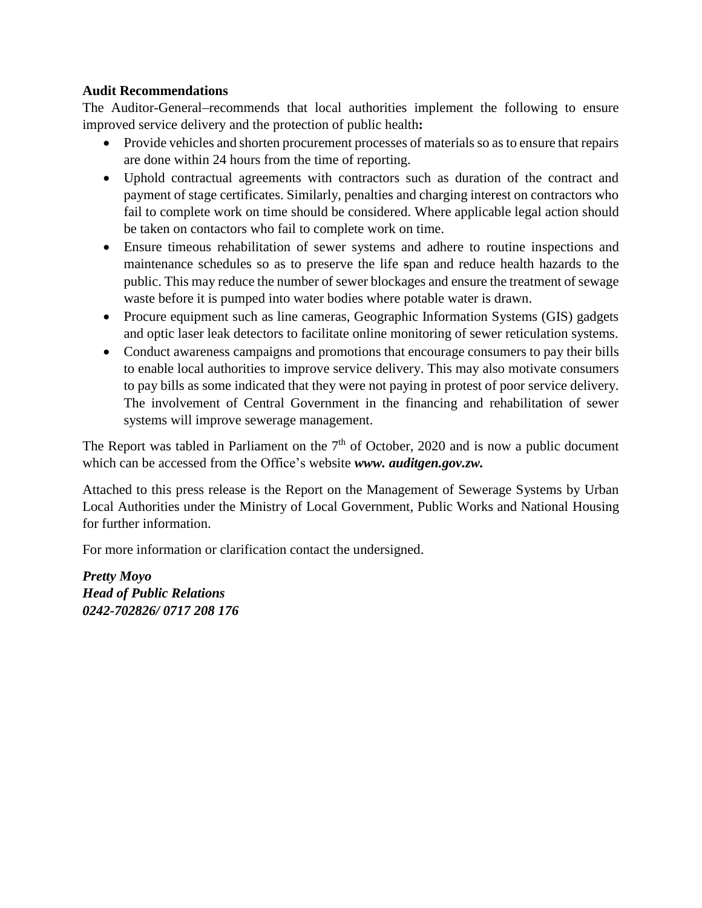**Audit Recommendations**

The Auditor-General–recommends that local authorities implement the following to ensure improved service delivery and the protection of public health**:**

- Provide vehicles and shorten procurement processes of materials so as to ensure that repairs are done within 24 hours from the time of reporting.
- Uphold contractual agreements with contractors such as duration of the contract and payment of stage certificates. Similarly, penalties and charging interest on contractors who fail to complete work on time should be considered. Where applicable legal action should be taken on contactors who fail to complete work on time.
- Ensure timeous rehabilitation of sewer systems and adhere to routine inspections and maintenance schedules so as to preserve the life span and reduce health hazards to the public. This may reduce the number of sewer blockages and ensure the treatment of sewage waste before it is pumped into water bodies where potable water is drawn.
- Procure equipment such as line cameras, Geographic Information Systems (GIS) gadgets and optic laser leak detectors to facilitate online monitoring of sewer reticulation systems.
- Conduct awareness campaigns and promotions that encourage consumers to pay their bills to enable local authorities to improve service delivery. This may also motivate consumers to pay bills as some indicated that they were not paying in protest of poor service delivery. The involvement of Central Government in the financing and rehabilitation of sewer systems will improve sewerage management.

The Report was tabled in Parliament on the 7th of October, 2020 and is now a public document which can be accessed from the Office's website ***www. auditgen.gov.zw.***

Attached to this press release is the Report on the Management of Sewerage Systems by Urban Local Authorities under the Ministry of Local Government, Public Works and National Housing for further information.

For more information or clarification contact the undersigned.

***Pretty Moyo***
***Head of Public Relations***
***0242-702826/ 0717 208 176***